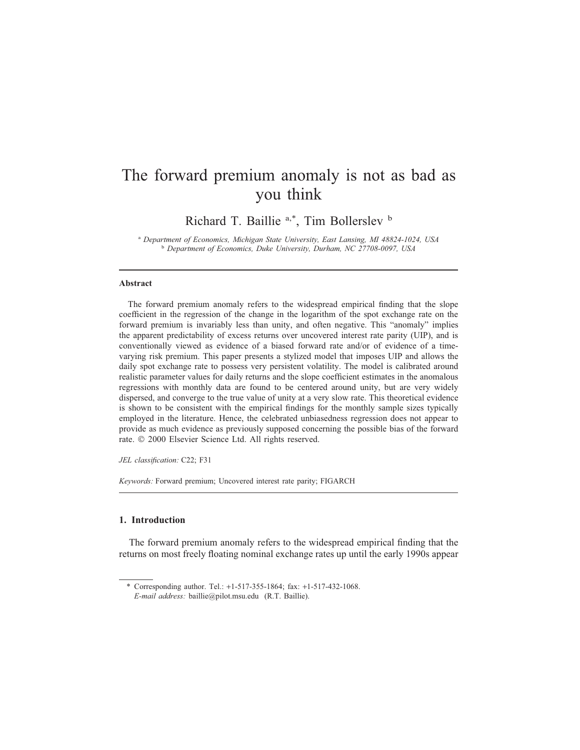# The forward premium anomaly is not as bad as you think

Richard T. Baillie [a,*], Tim Bollerslev [b]

[a] *Department of Economics, Michigan State University, East Lansing, MI 48824-1024, USA*
[b] *Department of Economics, Duke University, Durham, NC 27708-0097, USA*

---

### Abstract

The forward premium anomaly refers to the widespread empirical finding that the slope coefficient in the regression of the change in the logarithm of the spot exchange rate on the forward premium is invariably less than unity, and often negative. This "anomaly" implies the apparent predictability of excess returns over uncovered interest rate parity (UIP), and is conventionally viewed as evidence of a biased forward rate and/or of evidence of a time-varying risk premium. This paper presents a stylized model that imposes UIP and allows the daily spot exchange rate to possess very persistent volatility. The model is calibrated around realistic parameter values for daily returns and the slope coefficient estimates in the anomalous regressions with monthly data are found to be centered around unity, but are very widely dispersed, and converge to the true value of unity at a very slow rate. This theoretical evidence is shown to be consistent with the empirical findings for the monthly sample sizes typically employed in the literature. Hence, the celebrated unbiasedness regression does not appear to provide as much evidence as previously supposed concerning the possible bias of the forward rate. © 2000 Elsevier Science Ltd. All rights reserved.

*JEL classification:* C22; F31

*Keywords:* Forward premium; Uncovered interest rate parity; FIGARCH

---

## 1. Introduction

The forward premium anomaly refers to the widespread empirical finding that the returns on most freely floating nominal exchange rates up until the early 1990s appear

---

\* Corresponding author. Tel.: +1-517-355-1864; fax: +1-517-432-1068.
*E-mail address:* baillie@pilot.msu.edu (R.T. Baillie).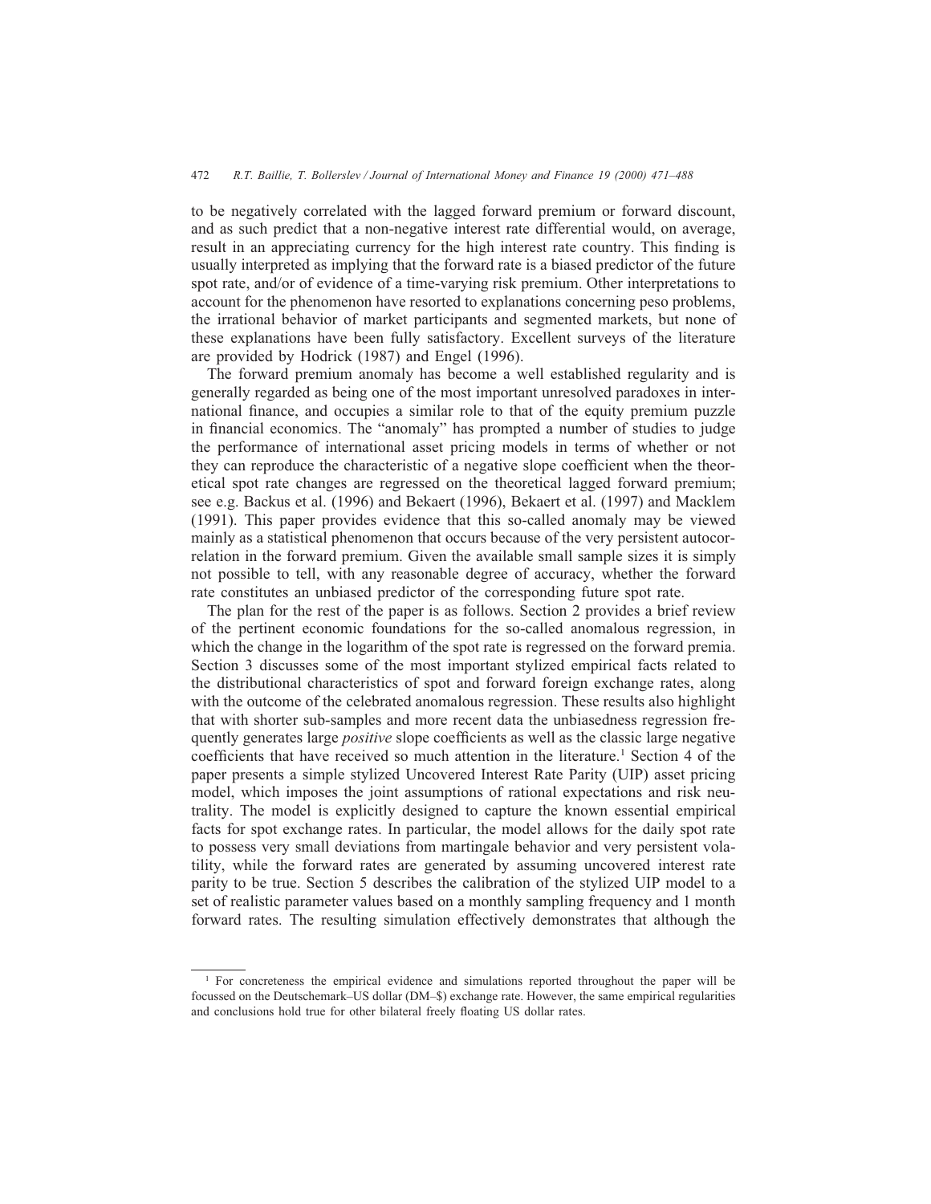to be negatively correlated with the lagged forward premium or forward discount, and as such predict that a non-negative interest rate differential would, on average, result in an appreciating currency for the high interest rate country. This finding is usually interpreted as implying that the forward rate is a biased predictor of the future spot rate, and/or of evidence of a time-varying risk premium. Other interpretations to account for the phenomenon have resorted to explanations concerning peso problems, the irrational behavior of market participants and segmented markets, but none of these explanations have been fully satisfactory. Excellent surveys of the literature are provided by Hodrick (1987) and Engel (1996).

The forward premium anomaly has become a well established regularity and is generally regarded as being one of the most important unresolved paradoxes in international finance, and occupies a similar role to that of the equity premium puzzle in financial economics. The "anomaly" has prompted a number of studies to judge the performance of international asset pricing models in terms of whether or not they can reproduce the characteristic of a negative slope coefficient when the theoretical spot rate changes are regressed on the theoretical lagged forward premium; see e.g. Backus et al. (1996) and Bekaert (1996), Bekaert et al. (1997) and Macklem (1991). This paper provides evidence that this so-called anomaly may be viewed mainly as a statistical phenomenon that occurs because of the very persistent autocorrelation in the forward premium. Given the available small sample sizes it is simply not possible to tell, with any reasonable degree of accuracy, whether the forward rate constitutes an unbiased predictor of the corresponding future spot rate.

The plan for the rest of the paper is as follows. Section 2 provides a brief review of the pertinent economic foundations for the so-called anomalous regression, in which the change in the logarithm of the spot rate is regressed on the forward premia. Section 3 discusses some of the most important stylized empirical facts related to the distributional characteristics of spot and forward foreign exchange rates, along with the outcome of the celebrated anomalous regression. These results also highlight that with shorter sub-samples and more recent data the unbiasedness regression frequently generates large *positive* slope coefficients as well as the classic large negative coefficients that have received so much attention in the literature.[1] Section 4 of the paper presents a simple stylized Uncovered Interest Rate Parity (UIP) asset pricing model, which imposes the joint assumptions of rational expectations and risk neutrality. The model is explicitly designed to capture the known essential empirical facts for spot exchange rates. In particular, the model allows for the daily spot rate to possess very small deviations from martingale behavior and very persistent volatility, while the forward rates are generated by assuming uncovered interest rate parity to be true. Section 5 describes the calibration of the stylized UIP model to a set of realistic parameter values based on a monthly sampling frequency and 1 month forward rates. The resulting simulation effectively demonstrates that although the

[1] For concreteness the empirical evidence and simulations reported throughout the paper will be focussed on the Deutschemark–US dollar (DM–$) exchange rate. However, the same empirical regularities and conclusions hold true for other bilateral freely floating US dollar rates.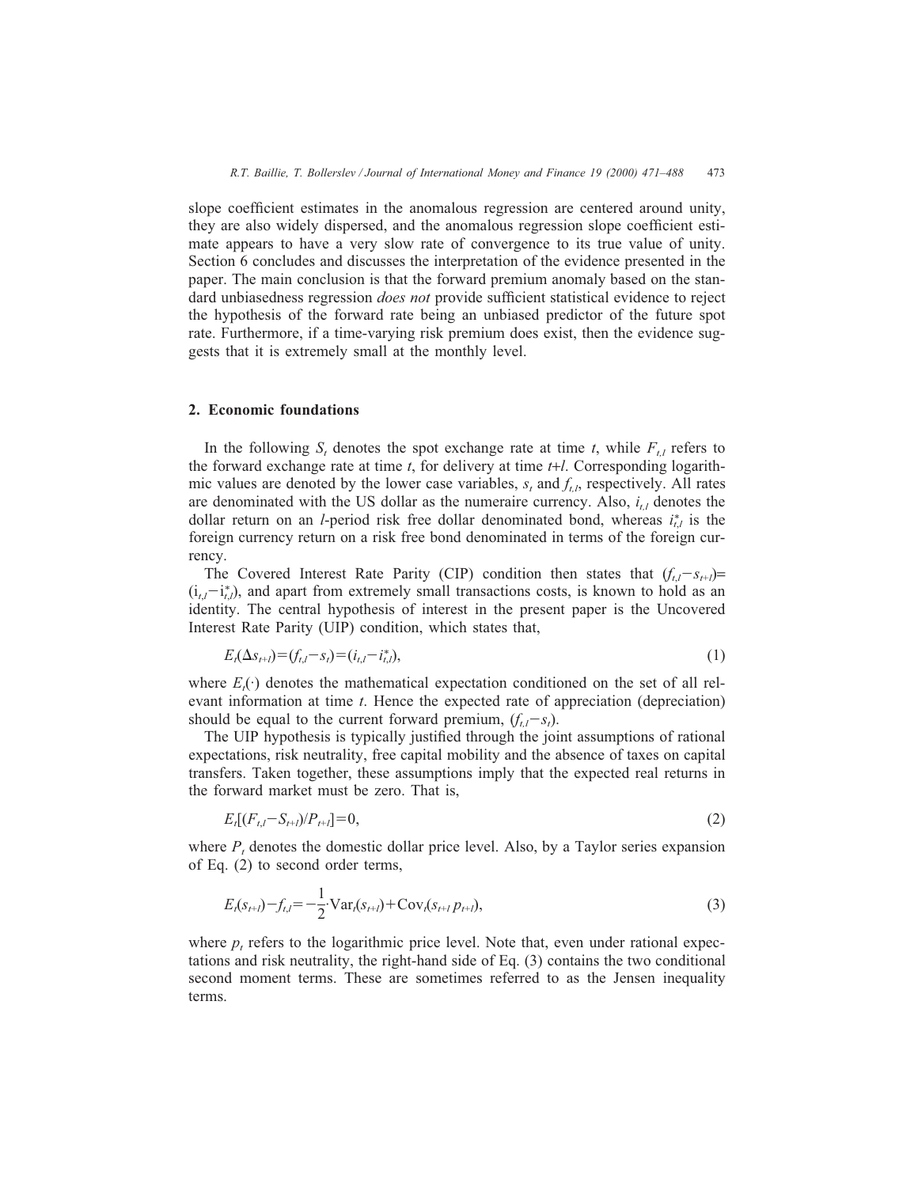slope coefficient estimates in the anomalous regression are centered around unity, they are also widely dispersed, and the anomalous regression slope coefficient estimate appears to have a very slow rate of convergence to its true value of unity. Section 6 concludes and discusses the interpretation of the evidence presented in the paper. The main conclusion is that the forward premium anomaly based on the standard unbiasedness regression *does not* provide sufficient statistical evidence to reject the hypothesis of the forward rate being an unbiased predictor of the future spot rate. Furthermore, if a time-varying risk premium does exist, then the evidence suggests that it is extremely small at the monthly level.

## 2. Economic foundations

In the following $S_t$ denotes the spot exchange rate at time $t$, while $F_{t,l}$ refers to the forward exchange rate at time $t$, for delivery at time $t+l$. Corresponding logarithmic values are denoted by the lower case variables, $s_t$ and $f_{t,l}$, respectively. All rates are denominated with the US dollar as the numeraire currency. Also, $i_{t,l}$ denotes the dollar return on an $l$-period risk free dollar denominated bond, whereas $i^*_{t,l}$ is the foreign currency return on a risk free bond denominated in terms of the foreign currency.

The Covered Interest Rate Parity (CIP) condition then states that $(f_{t,l}-s_{t+l})=(i_{t,l}-i^*_{t,l})$, and apart from extremely small transactions costs, is known to hold as an identity. The central hypothesis of interest in the present paper is the Uncovered Interest Rate Parity (UIP) condition, which states that,

$$E_t(\Delta s_{t+l})=(f_{t,l}-s_t)=(i_{t,l}-i^*_{t,l}), \tag{1}$$

where $E_t(\cdot)$ denotes the mathematical expectation conditioned on the set of all relevant information at time $t$. Hence the expected rate of appreciation (depreciation) should be equal to the current forward premium, $(f_{t,l}-s_t)$.

The UIP hypothesis is typically justified through the joint assumptions of rational expectations, risk neutrality, free capital mobility and the absence of taxes on capital transfers. Taken together, these assumptions imply that the expected real returns in the forward market must be zero. That is,

$$E_t[(F_{t,l}-S_{t+l})/P_{t+l}]=0, \tag{2}$$

where $P_t$ denotes the domestic dollar price level. Also, by a Taylor series expansion of Eq. (2) to second order terms,

$$E_t(s_{t+l})-f_{t,l}=-\frac{1}{2}\cdot\mathrm{Var}_t(s_{t+l})+\mathrm{Cov}_t(s_{t+l}\,p_{t+l}), \tag{3}$$

where $p_t$ refers to the logarithmic price level. Note that, even under rational expectations and risk neutrality, the right-hand side of Eq. (3) contains the two conditional second moment terms. These are sometimes referred to as the Jensen inequality terms.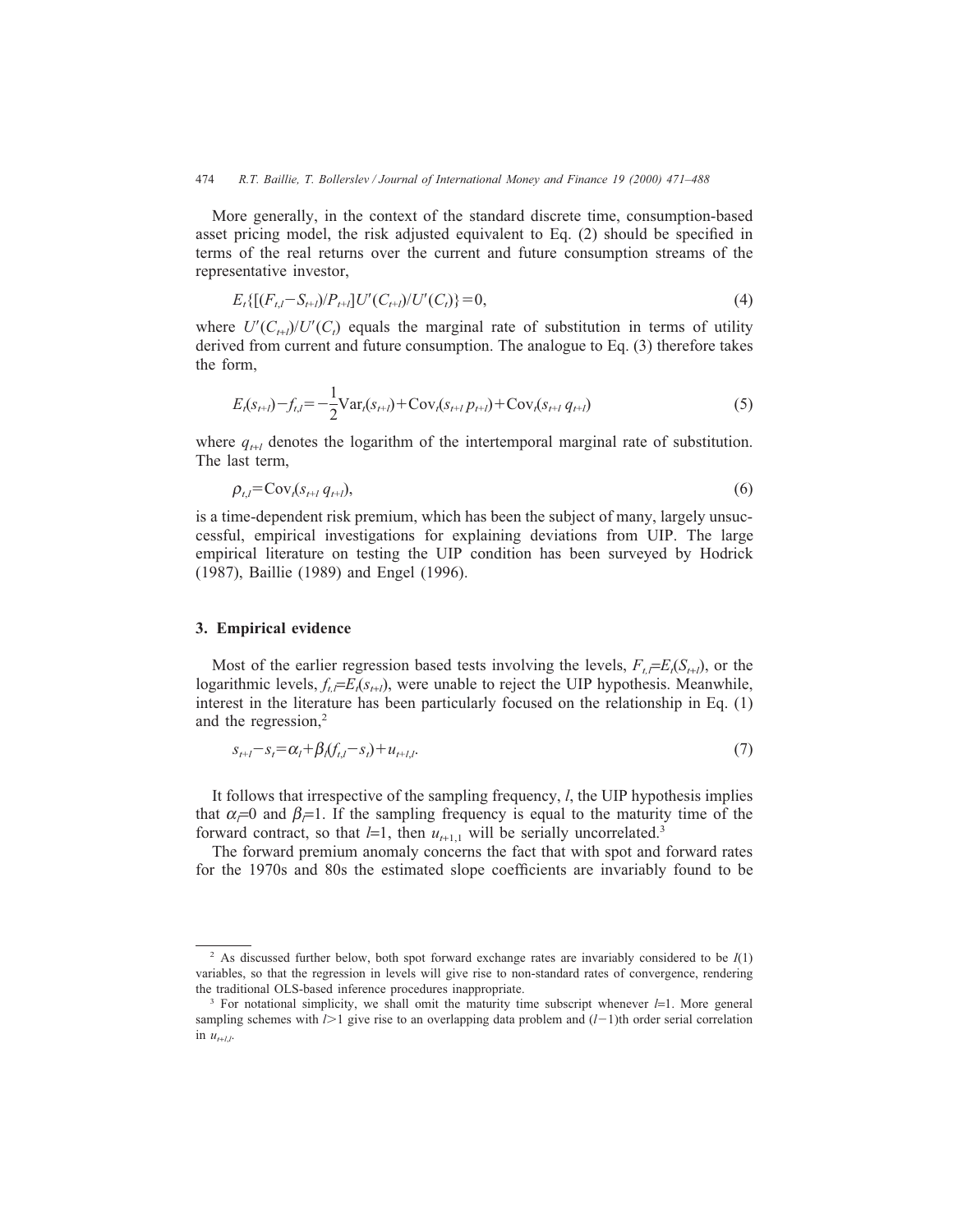More generally, in the context of the standard discrete time, consumption-based asset pricing model, the risk adjusted equivalent to Eq. (2) should be specified in terms of the real returns over the current and future consumption streams of the representative investor,

$$E_t\{[(F_{t,l}-S_{t+l})/P_{t+l}]U'(C_{t+l})/U'(C_t)\}=0, \tag{4}$$

where $U'(C_{t+l})/U'(C_t)$ equals the marginal rate of substitution in terms of utility derived from current and future consumption. The analogue to Eq. (3) therefore takes the form,

$$E_t(s_{t+l})-f_{t,l}=-\frac{1}{2}\text{Var}_t(s_{t+l})+\text{Cov}_t(s_{t+l}\,p_{t+l})+\text{Cov}_t(s_{t+l}\,q_{t+l}) \tag{5}$$

where $q_{t+l}$ denotes the logarithm of the intertemporal marginal rate of substitution. The last term,

$$\rho_{t,l}=\text{Cov}_t(s_{t+l}\,q_{t+l}), \tag{6}$$

is a time-dependent risk premium, which has been the subject of many, largely unsuccessful, empirical investigations for explaining deviations from UIP. The large empirical literature on testing the UIP condition has been surveyed by Hodrick (1987), Baillie (1989) and Engel (1996).

## 3. Empirical evidence

Most of the earlier regression based tests involving the levels, $F_{t,l}=E_t(S_{t+l})$, or the logarithmic levels, $f_{t,l}=E_t(s_{t+l})$, were unable to reject the UIP hypothesis. Meanwhile, interest in the literature has been particularly focused on the relationship in Eq. (1) and the regression,[2]

$$s_{t+l}-s_t=\alpha_l+\beta_l(f_{t,l}-s_t)+u_{t+l,l}. \tag{7}$$

It follows that irrespective of the sampling frequency, $l$, the UIP hypothesis implies that $\alpha_l=0$ and $\beta_l=1$. If the sampling frequency is equal to the maturity time of the forward contract, so that $l=1$, then $u_{t+1,1}$ will be serially uncorrelated.[3]

The forward premium anomaly concerns the fact that with spot and forward rates for the 1970s and 80s the estimated slope coefficients are invariably found to be

---

[2] As discussed further below, both spot forward exchange rates are invariably considered to be $I(1)$ variables, so that the regression in levels will give rise to non-standard rates of convergence, rendering the traditional OLS-based inference procedures inappropriate.

[3] For notational simplicity, we shall omit the maturity time subscript whenever $l=1$. More general sampling schemes with $l>1$ give rise to an overlapping data problem and $(l-1)$th order serial correlation in $u_{t+l,l}$.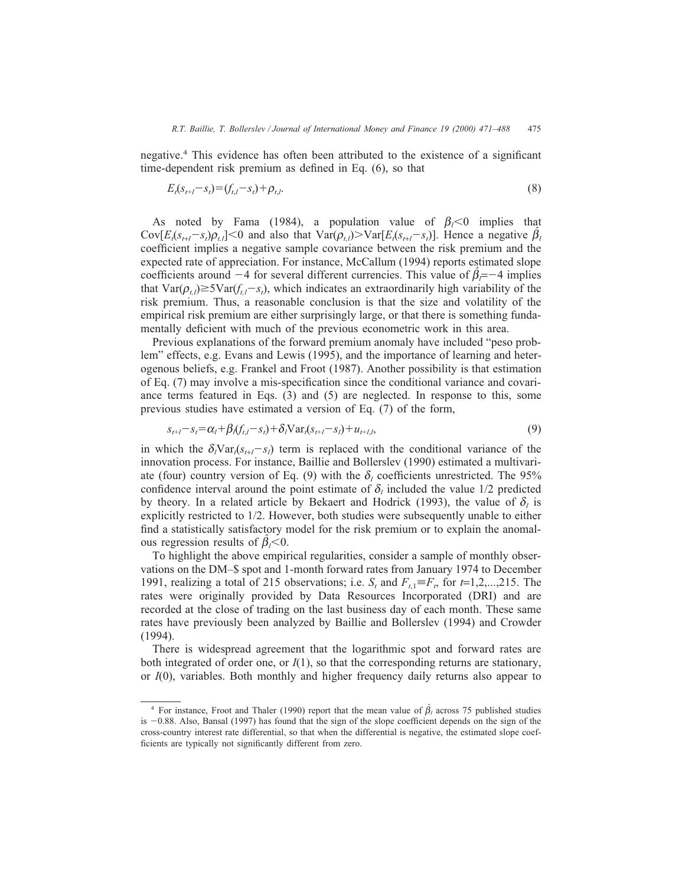negative.[4] This evidence has often been attributed to the existence of a significant time-dependent risk premium as defined in Eq. (6), so that

$$E_t(s_{t+l}-s_t)=(f_{t,l}-s_t)+\rho_{t,l}. \tag{8}$$

As noted by Fama (1984), a population value of $\beta_l<0$ implies that $\mathrm{Cov}[E_t(s_{t+l}-s_t)\rho_{t,l}]<0$ and also that $\mathrm{Var}(\rho_{t,l})>\mathrm{Var}[E_t(s_{t+l}-s_t)]$. Hence a negative $\hat{\beta}_l$ coefficient implies a negative sample covariance between the risk premium and the expected rate of appreciation. For instance, McCallum (1994) reports estimated slope coefficients around $-4$ for several different currencies. This value of $\hat{\beta}_l=-4$ implies that $\mathrm{Var}(\rho_{t,l})\geq 5\mathrm{Var}(f_{t,l}-s_t)$, which indicates an extraordinarily high variability of the risk premium. Thus, a reasonable conclusion is that the size and volatility of the empirical risk premium are either surprisingly large, or that there is something fundamentally deficient with much of the previous econometric work in this area.

Previous explanations of the forward premium anomaly have included "peso problem" effects, e.g. Evans and Lewis (1995), and the importance of learning and heterogenous beliefs, e.g. Frankel and Froot (1987). Another possibility is that estimation of Eq. (7) may involve a mis-specification since the conditional variance and covariance terms featured in Eqs. (3) and (5) are neglected. In response to this, some previous studies have estimated a version of Eq. (7) of the form,

$$s_{t+l}-s_t=\alpha_l+\beta_l(f_{t,l}-s_t)+\delta_l\mathrm{Var}_t(s_{t+l}-s_t)+u_{t+l,l}, \tag{9}$$

in which the $\delta_l\mathrm{Var}_t(s_{t+l}-s_t)$ term is replaced with the conditional variance of the innovation process. For instance, Baillie and Bollerslev (1990) estimated a multivariate (four) country version of Eq. (9) with the $\delta_l$ coefficients unrestricted. The 95% confidence interval around the point estimate of $\delta_l$ included the value 1/2 predicted by theory. In a related article by Bekaert and Hodrick (1993), the value of $\delta_l$ is explicitly restricted to 1/2. However, both studies were subsequently unable to either find a statistically satisfactory model for the risk premium or to explain the anomalous regression results of $\hat{\beta}_l<0$.

To highlight the above empirical regularities, consider a sample of monthly observations on the DM–\$ spot and 1-month forward rates from January 1974 to December 1991, realizing a total of 215 observations; i.e. $S_t$ and $F_{t,1}\equiv F_t$, for $t=1,2,\ldots,215$. The rates were originally provided by Data Resources Incorporated (DRI) and are recorded at the close of trading on the last business day of each month. These same rates have previously been analyzed by Baillie and Bollerslev (1994) and Crowder (1994).

There is widespread agreement that the logarithmic spot and forward rates are both integrated of order one, or $I(1)$, so that the corresponding returns are stationary, or $I(0)$, variables. Both monthly and higher frequency daily returns also appear to

---

[4] For instance, Froot and Thaler (1990) report that the mean value of $\hat{\beta}_l$ across 75 published studies is $-0.88$. Also, Bansal (1997) has found that the sign of the slope coefficient depends on the sign of the cross-country interest rate differential, so that when the differential is negative, the estimated slope coefficients are typically not significantly different from zero.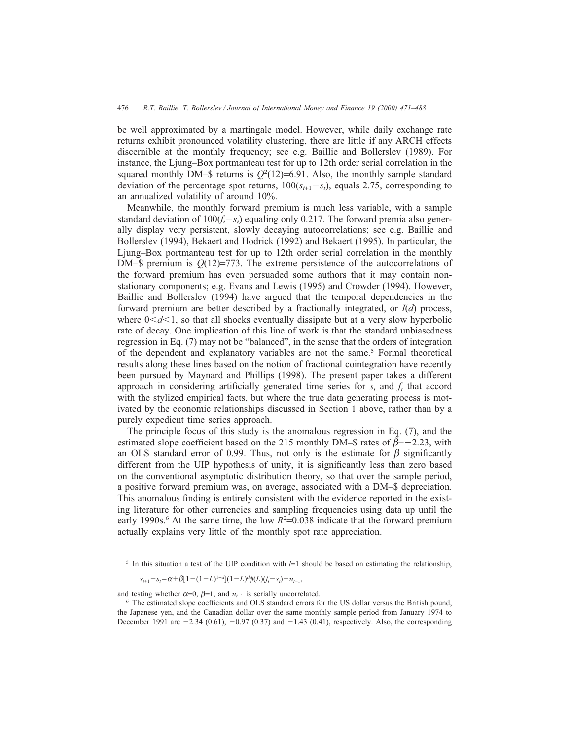be well approximated by a martingale model. However, while daily exchange rate returns exhibit pronounced volatility clustering, there are little if any ARCH effects discernible at the monthly frequency; see e.g. Baillie and Bollerslev (1989). For instance, the Ljung–Box portmanteau test for up to 12th order serial correlation in the squared monthly DM–$ returns is $Q^2(12)=6.91$. Also, the monthly sample standard deviation of the percentage spot returns, $100(s_{t+1}-s_t)$, equals 2.75, corresponding to an annualized volatility of around 10%.

Meanwhile, the monthly forward premium is much less variable, with a sample standard deviation of $100(f_t-s_t)$ equaling only 0.217. The forward premia also generally display very persistent, slowly decaying autocorrelations; see e.g. Baillie and Bollerslev (1994), Bekaert and Hodrick (1992) and Bekaert (1995). In particular, the Ljung–Box portmanteau test for up to 12th order serial correlation in the monthly DM–$ premium is $Q(12)=773$. The extreme persistence of the autocorrelations of the forward premium has even persuaded some authors that it may contain non-stationary components; e.g. Evans and Lewis (1995) and Crowder (1994). However, Baillie and Bollerslev (1994) have argued that the temporal dependencies in the forward premium are better described by a fractionally integrated, or $I(d)$ process, where $0<d<1$, so that all shocks eventually dissipate but at a very slow hyperbolic rate of decay. One implication of this line of work is that the standard unbiasedness regression in Eq. (7) may not be "balanced", in the sense that the orders of integration of the dependent and explanatory variables are not the same.[5] Formal theoretical results along these lines based on the notion of fractional cointegration have recently been pursued by Maynard and Phillips (1998). The present paper takes a different approach in considering artificially generated time series for $s_t$ and $f_t$ that accord with the stylized empirical facts, but where the true data generating process is motivated by the economic relationships discussed in Section 1 above, rather than by a purely expedient time series approach.

The principle focus of this study is the anomalous regression in Eq. (7), and the estimated slope coefficient based on the 215 monthly DM–$ rates of $\hat{\beta}=-2.23$, with an OLS standard error of 0.99. Thus, not only is the estimate for $\beta$ significantly different from the UIP hypothesis of unity, it is significantly less than zero based on the conventional asymptotic distribution theory, so that over the sample period, a positive forward premium was, on average, associated with a DM–$ depreciation. This anomalous finding is entirely consistent with the evidence reported in the existing literature for other currencies and sampling frequencies using data up until the early 1990s.[6] At the same time, the low $R^2=0.038$ indicate that the forward premium actually explains very little of the monthly spot rate appreciation.

---

[5] In this situation a test of the UIP condition with $l=1$ should be based on estimating the relationship,

$$s_{t+1}-s_t=\alpha+\beta[1-(1-L)^{1-d}](1-L)^d\phi(L)(f_t-s_t)+u_{t+1},$$

and testing whether $\alpha=0$, $\beta=1$, and $u_{t+1}$ is serially uncorrelated.

[6] The estimated slope coefficients and OLS standard errors for the US dollar versus the British pound, the Japanese yen, and the Canadian dollar over the same monthly sample period from January 1974 to December 1991 are $-2.34$ (0.61), $-0.97$ (0.37) and $-1.43$ (0.41), respectively. Also, the corresponding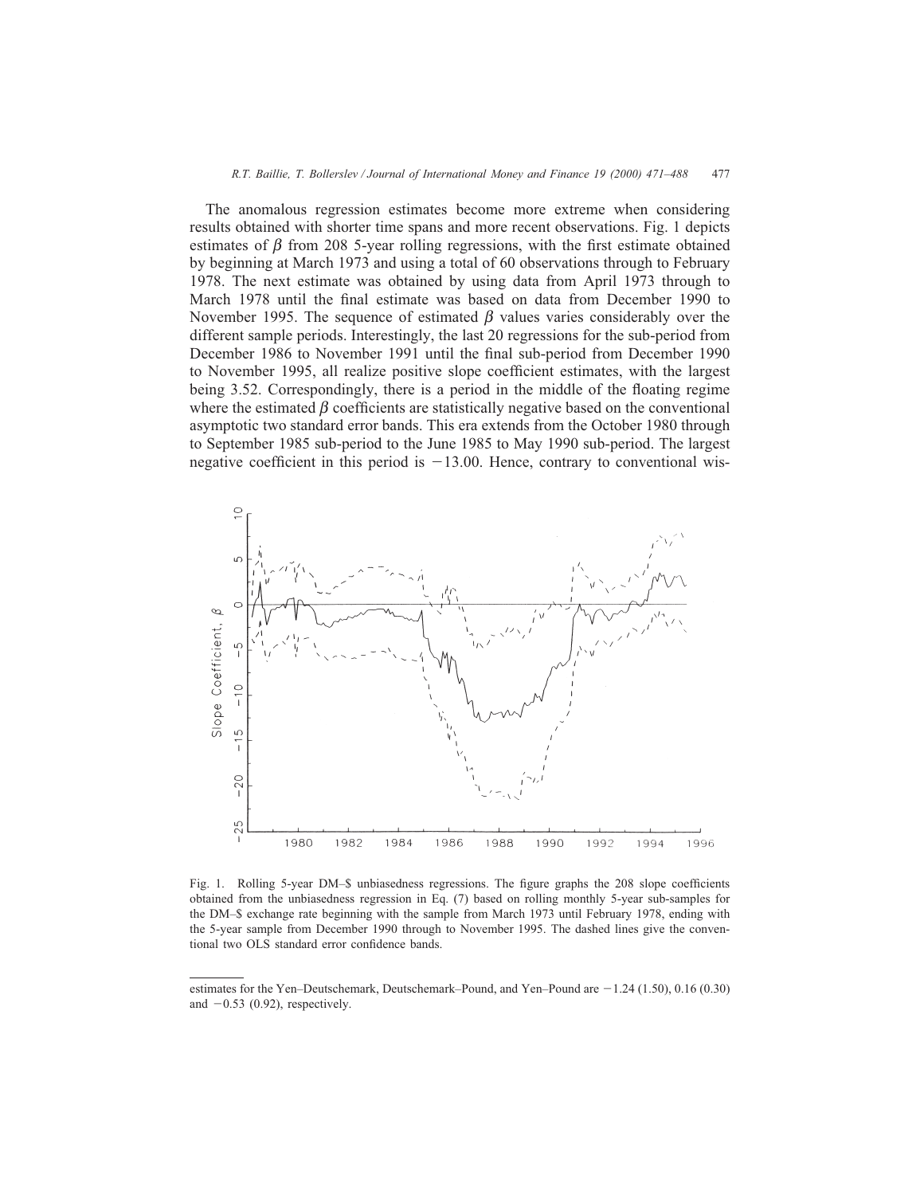The anomalous regression estimates become more extreme when considering results obtained with shorter time spans and more recent observations. Fig. 1 depicts estimates of $\beta$ from 208 5-year rolling regressions, with the first estimate obtained by beginning at March 1973 and using a total of 60 observations through to February 1978. The next estimate was obtained by using data from April 1973 through to March 1978 until the final estimate was based on data from December 1990 to November 1995. The sequence of estimated $\beta$ values varies considerably over the different sample periods. Interestingly, the last 20 regressions for the sub-period from December 1986 to November 1991 until the final sub-period from December 1990 to November 1995, all realize positive slope coefficient estimates, with the largest being 3.52. Correspondingly, there is a period in the middle of the floating regime where the estimated $\beta$ coefficients are statistically negative based on the conventional asymptotic two standard error bands. This era extends from the October 1980 through to September 1985 sub-period to the June 1985 to May 1990 sub-period. The largest negative coefficient in this period is $-13.00$. Hence, contrary to conventional wis-

Fig. 1. Rolling 5-year DM–$ unbiasedness regressions. The figure graphs the 208 slope coefficients obtained from the unbiasedness regression in Eq. (7) based on rolling monthly 5-year sub-samples for the DM–$ exchange rate beginning with the sample from March 1973 until February 1978, ending with the 5-year sample from December 1990 through to November 1995. The dashed lines give the conventional two OLS standard error confidence bands.

---

estimates for the Yen–Deutschemark, Deutschemark–Pound, and Yen–Pound are $-1.24$ (1.50), 0.16 (0.30) and $-0.53$ (0.92), respectively.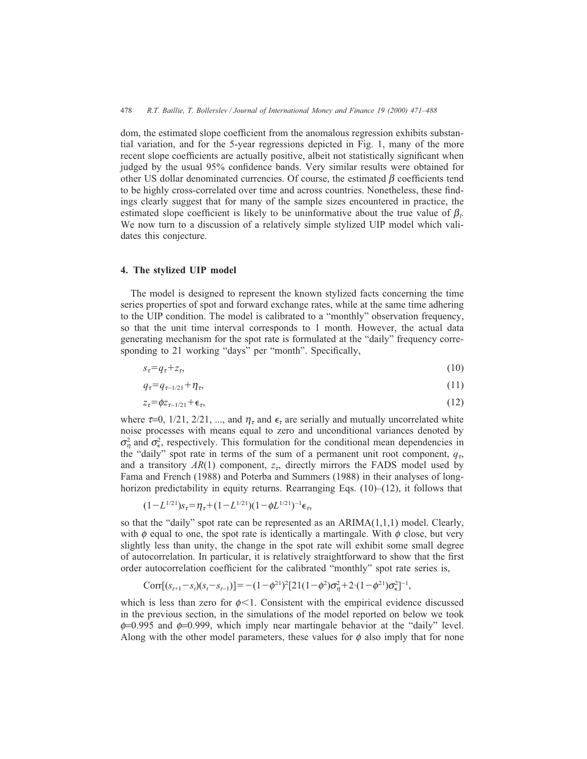dom, the estimated slope coefficient from the anomalous regression exhibits substantial variation, and for the 5-year regressions depicted in Fig. 1, many of the more recent slope coefficients are actually positive, albeit not statistically significant when judged by the usual 95% confidence bands. Very similar results were obtained for other US dollar denominated currencies. Of course, the estimated $\beta$ coefficients tend to be highly cross-correlated over time and across countries. Nonetheless, these findings clearly suggest that for many of the sample sizes encountered in practice, the estimated slope coefficient is likely to be uninformative about the true value of $\beta_l$. We now turn to a discussion of a relatively simple stylized UIP model which validates this conjecture.

## 4. The stylized UIP model

The model is designed to represent the known stylized facts concerning the time series properties of spot and forward exchange rates, while at the same time adhering to the UIP condition. The model is calibrated to a "monthly" observation frequency, so that the unit time interval corresponds to 1 month. However, the actual data generating mechanism for the spot rate is formulated at the "daily" frequency corresponding to 21 working "days" per "month". Specifically,

$$s_\tau = q_\tau + z_\tau, \tag{10}$$

$$q_\tau = q_{\tau-1/21} + \eta_\tau, \tag{11}$$

$$z_\tau = \phi z_{\tau-1/21} + \epsilon_\tau, \tag{12}$$

where $\tau=0$, 1/21, 2/21, ..., and $\eta_\tau$ and $\epsilon_\tau$ are serially and mutually uncorrelated white noise processes with means equal to zero and unconditional variances denoted by $\sigma_\eta^2$ and $\sigma_\epsilon^2$, respectively. This formulation for the conditional mean dependencies in the "daily" spot rate in terms of the sum of a permanent unit root component, $q_\tau$, and a transitory $AR(1)$ component, $z_\tau$, directly mirrors the FADS model used by Fama and French (1988) and Poterba and Summers (1988) in their analyses of long-horizon predictability in equity returns. Rearranging Eqs. (10)–(12), it follows that

$$(1-L^{1/21})s_\tau = \eta_\tau + (1-L^{1/21})(1-\phi L^{1/21})^{-1}\epsilon_\tau,$$

so that the "daily" spot rate can be represented as an ARIMA(1,1,1) model. Clearly, with $\phi$ equal to one, the spot rate is identically a martingale. With $\phi$ close, but very slightly less than unity, the change in the spot rate will exhibit some small degree of autocorrelation. In particular, it is relatively straightforward to show that the first order autocorrelation coefficient for the calibrated "monthly" spot rate series is,

$$\mathrm{Corr}[(s_{t+1}-s_t)(s_t-s_{t-1})] = -(1-\phi^{21})^2[21(1-\phi^2)\sigma_\eta^2 + 2\cdot(1-\phi^{21})\sigma_\epsilon^2]^{-1},$$

which is less than zero for $\phi<1$. Consistent with the empirical evidence discussed in the previous section, in the simulations of the model reported on below we took $\phi=0.995$ and $\phi=0.999$, which imply near martingale behavior at the "daily" level. Along with the other model parameters, these values for $\phi$ also imply that for none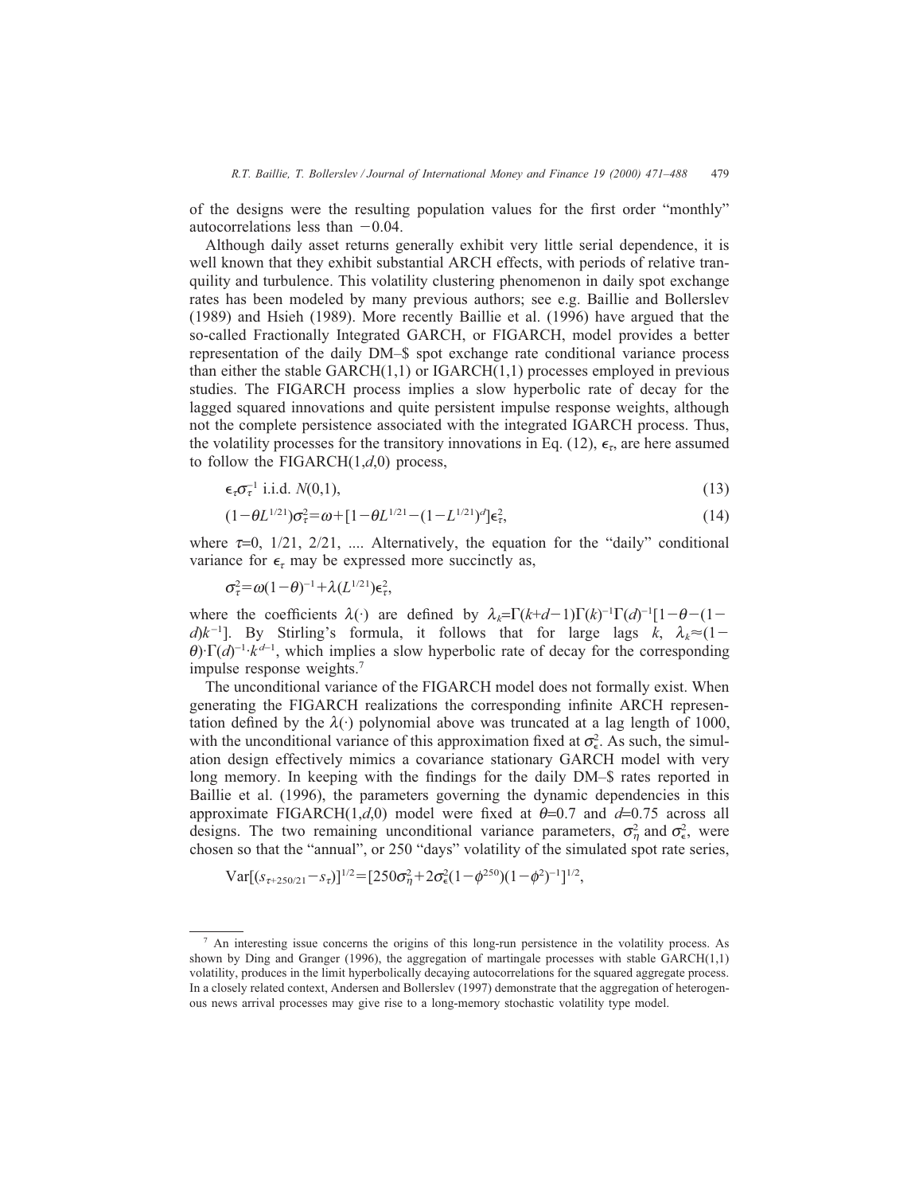of the designs were the resulting population values for the first order "monthly" autocorrelations less than $-0.04$.

Although daily asset returns generally exhibit very little serial dependence, it is well known that they exhibit substantial ARCH effects, with periods of relative tranquility and turbulence. This volatility clustering phenomenon in daily spot exchange rates has been modeled by many previous authors; see e.g. Baillie and Bollerslev (1989) and Hsieh (1989). More recently Baillie et al. (1996) have argued that the so-called Fractionally Integrated GARCH, or FIGARCH, model provides a better representation of the daily DM–$ spot exchange rate conditional variance process than either the stable GARCH(1,1) or IGARCH(1,1) processes employed in previous studies. The FIGARCH process implies a slow hyperbolic rate of decay for the lagged squared innovations and quite persistent impulse response weights, although not the complete persistence associated with the integrated IGARCH process. Thus, the volatility processes for the transitory innovations in Eq. (12), $\epsilon_\tau$, are here assumed to follow the FIGARCH(1,$d$,0) process,

$$\epsilon_\tau \sigma_\tau^{-1} \text{ i.i.d. } N(0,1), \tag{13}$$

$$(1-\theta L^{1/21})\sigma_\tau^2 = \omega + [1-\theta L^{1/21} - (1-L^{1/21})^d]\epsilon_\tau^2, \tag{14}$$

where $\tau$=0, 1/21, 2/21, .... Alternatively, the equation for the "daily" conditional variance for $\epsilon_\tau$ may be expressed more succinctly as,

$$\sigma_\tau^2 = \omega(1-\theta)^{-1} + \lambda(L^{1/21})\epsilon_\tau^2,$$

where the coefficients $\lambda(\cdot)$ are defined by $\lambda_k = \Gamma(k+d-1)\Gamma(k)^{-1}\Gamma(d)^{-1}[1-\theta-(1-d)k^{-1}]$. By Stirling's formula, it follows that for large lags $k$, $\lambda_k \approx (1-\theta)\cdot\Gamma(d)^{-1}\cdot k^{d-1}$, which implies a slow hyperbolic rate of decay for the corresponding impulse response weights.[7]

The unconditional variance of the FIGARCH model does not formally exist. When generating the FIGARCH realizations the corresponding infinite ARCH representation defined by the $\lambda(\cdot)$ polynomial above was truncated at a lag length of 1000, with the unconditional variance of this approximation fixed at $\sigma_\epsilon^2$. As such, the simulation design effectively mimics a covariance stationary GARCH model with very long memory. In keeping with the findings for the daily DM–$ rates reported in Baillie et al. (1996), the parameters governing the dynamic dependencies in this approximate FIGARCH(1,$d$,0) model were fixed at $\theta$=0.7 and $d$=0.75 across all designs. The two remaining unconditional variance parameters, $\sigma_\eta^2$ and $\sigma_\epsilon^2$, were chosen so that the "annual", or 250 "days" volatility of the simulated spot rate series,

$$\text{Var}[(s_{\tau+250/21} - s_\tau)]^{1/2} = [250\sigma_\eta^2 + 2\sigma_\epsilon^2(1-\phi^{250})(1-\phi^2)^{-1}]^{1/2},$$

---

[7] An interesting issue concerns the origins of this long-run persistence in the volatility process. As shown by Ding and Granger (1996), the aggregation of martingale processes with stable GARCH(1,1) volatility, produces in the limit hyperbolically decaying autocorrelations for the squared aggregate process. In a closely related context, Andersen and Bollerslev (1997) demonstrate that the aggregation of heterogenous news arrival processes may give rise to a long-memory stochastic volatility type model.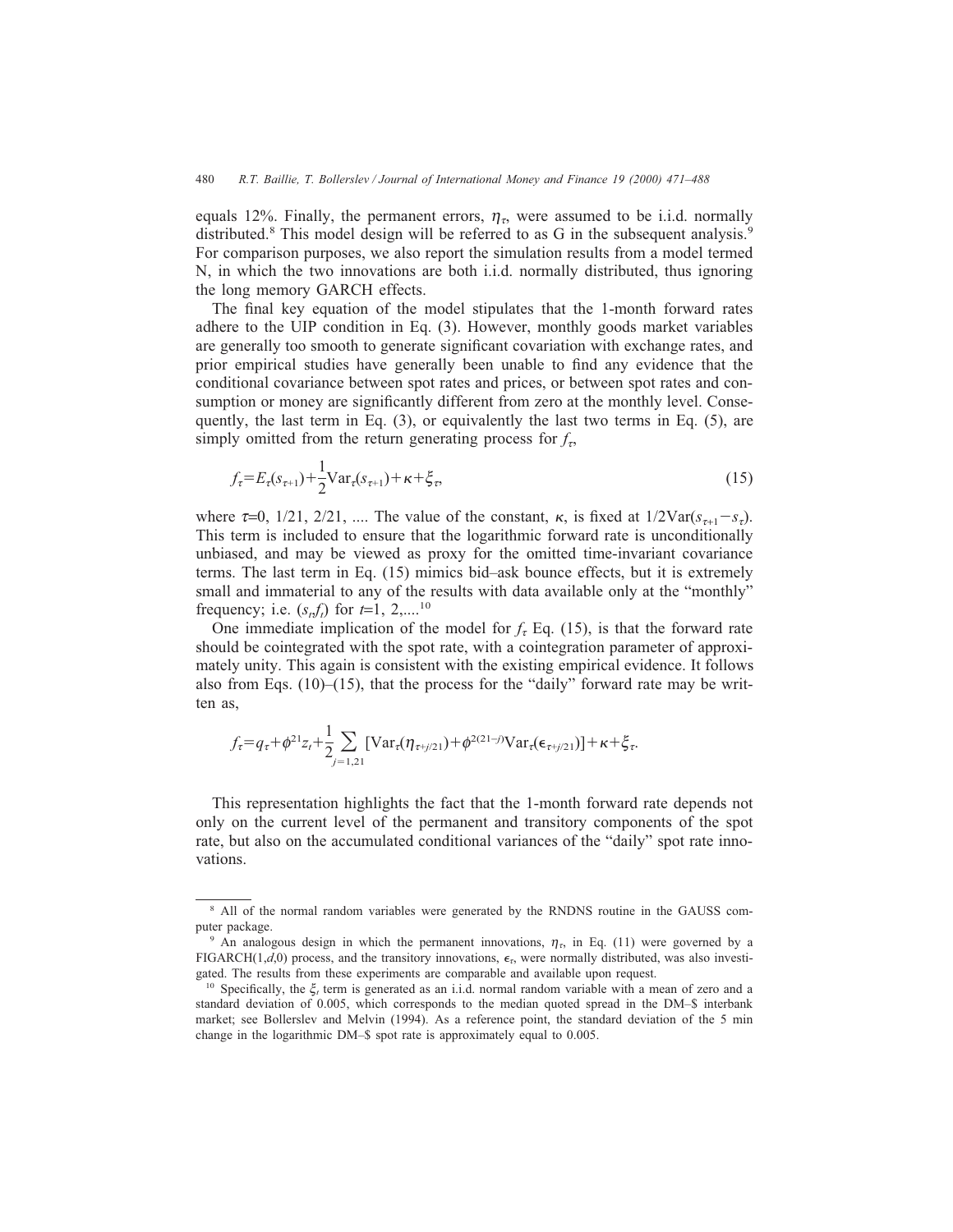equals 12%. Finally, the permanent errors, $\eta_\tau$, were assumed to be i.i.d. normally distributed.[8] This model design will be referred to as G in the subsequent analysis.[9] For comparison purposes, we also report the simulation results from a model termed N, in which the two innovations are both i.i.d. normally distributed, thus ignoring the long memory GARCH effects.

The final key equation of the model stipulates that the 1-month forward rates adhere to the UIP condition in Eq. (3). However, monthly goods market variables are generally too smooth to generate significant covariation with exchange rates, and prior empirical studies have generally been unable to find any evidence that the conditional covariance between spot rates and prices, or between spot rates and consumption or money are significantly different from zero at the monthly level. Consequently, the last term in Eq. (3), or equivalently the last two terms in Eq. (5), are simply omitted from the return generating process for $f_\tau$,

$$f_\tau = E_\tau(s_{\tau+1}) + \frac{1}{2}\mathrm{Var}_\tau(s_{\tau+1}) + \kappa + \xi_\tau, \tag{15}$$

where $\tau$=0, 1/21, 2/21, .... The value of the constant, $\kappa$, is fixed at $1/2\mathrm{Var}(s_{\tau+1} - s_\tau)$. This term is included to ensure that the logarithmic forward rate is unconditionally unbiased, and may be viewed as proxy for the omitted time-invariant covariance terms. The last term in Eq. (15) mimics bid–ask bounce effects, but it is extremely small and immaterial to any of the results with data available only at the "monthly" frequency; i.e. $(s_t, f_t)$ for $t$=1, 2,....[10]

One immediate implication of the model for $f_\tau$ Eq. (15), is that the forward rate should be cointegrated with the spot rate, with a cointegration parameter of approximately unity. This again is consistent with the existing empirical evidence. It follows also from Eqs. (10)–(15), that the process for the "daily" forward rate may be written as,

$$f_\tau = q_\tau + \phi^{21} z_t + \frac{1}{2}\sum_{j=1,21}[\mathrm{Var}_\tau(\eta_{\tau+j/21}) + \phi^{2(21-j)}\mathrm{Var}_\tau(\epsilon_{\tau+j/21})] + \kappa + \xi_\tau.$$

This representation highlights the fact that the 1-month forward rate depends not only on the current level of the permanent and transitory components of the spot rate, but also on the accumulated conditional variances of the "daily" spot rate innovations.

---

[8] All of the normal random variables were generated by the RNDNS routine in the GAUSS computer package.

[9] An analogous design in which the permanent innovations, $\eta_\tau$, in Eq. (11) were governed by a FIGARCH(1,$d$,0) process, and the transitory innovations, $\epsilon_\tau$, were normally distributed, was also investigated. The results from these experiments are comparable and available upon request.

[10] Specifically, the $\xi_t$ term is generated as an i.i.d. normal random variable with a mean of zero and a standard deviation of 0.005, which corresponds to the median quoted spread in the DM–$ interbank market; see Bollerslev and Melvin (1994). As a reference point, the standard deviation of the 5 min change in the logarithmic DM–$ spot rate is approximately equal to 0.005.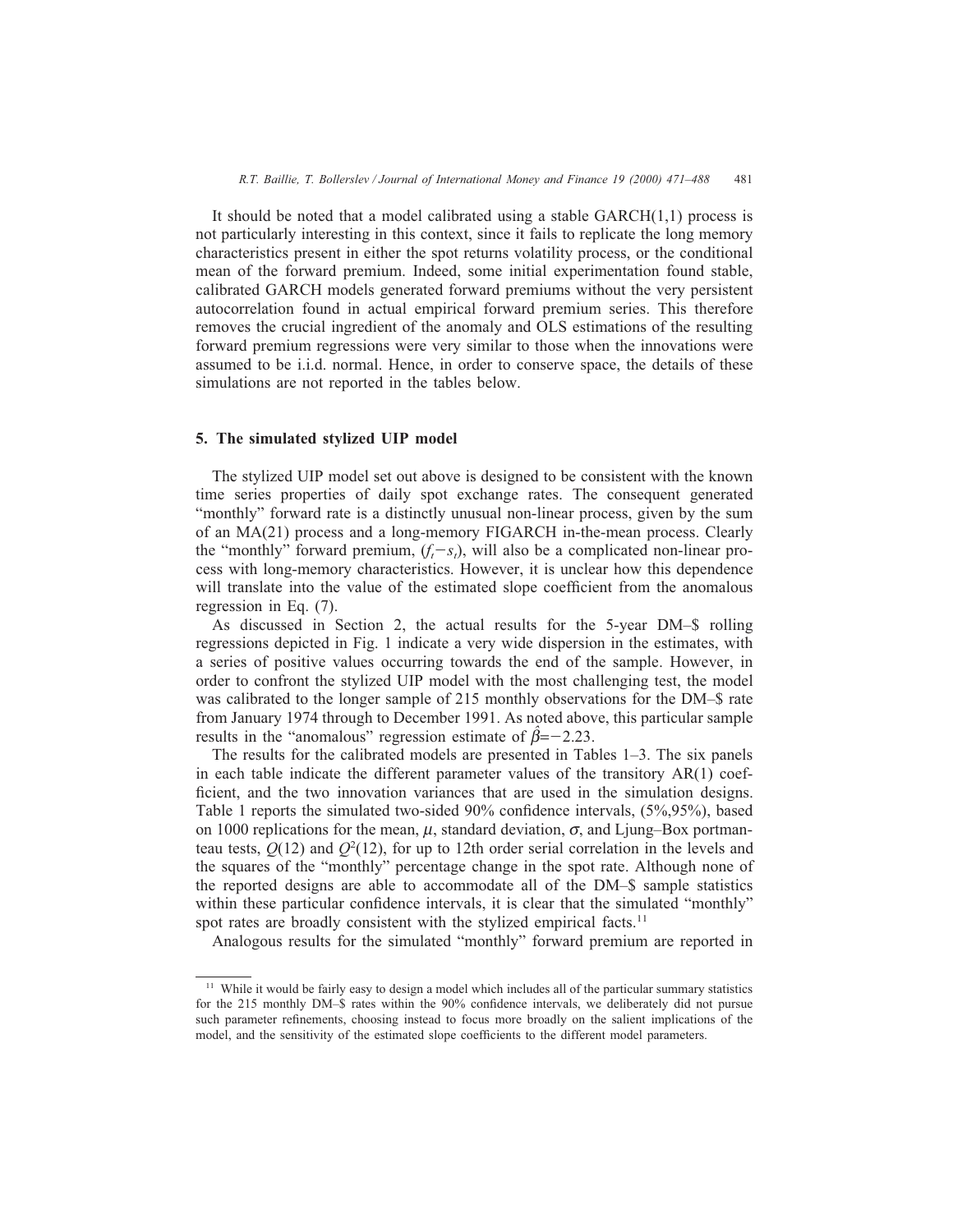It should be noted that a model calibrated using a stable GARCH(1,1) process is not particularly interesting in this context, since it fails to replicate the long memory characteristics present in either the spot returns volatility process, or the conditional mean of the forward premium. Indeed, some initial experimentation found stable, calibrated GARCH models generated forward premiums without the very persistent autocorrelation found in actual empirical forward premium series. This therefore removes the crucial ingredient of the anomaly and OLS estimations of the resulting forward premium regressions were very similar to those when the innovations were assumed to be i.i.d. normal. Hence, in order to conserve space, the details of these simulations are not reported in the tables below.

## 5. The simulated stylized UIP model

The stylized UIP model set out above is designed to be consistent with the known time series properties of daily spot exchange rates. The consequent generated "monthly" forward rate is a distinctly unusual non-linear process, given by the sum of an MA(21) process and a long-memory FIGARCH in-the-mean process. Clearly the "monthly" forward premium, $(f_t - s_t)$, will also be a complicated non-linear process with long-memory characteristics. However, it is unclear how this dependence will translate into the value of the estimated slope coefficient from the anomalous regression in Eq. (7).

As discussed in Section 2, the actual results for the 5-year DM–$ rolling regressions depicted in Fig. 1 indicate a very wide dispersion in the estimates, with a series of positive values occurring towards the end of the sample. However, in order to confront the stylized UIP model with the most challenging test, the model was calibrated to the longer sample of 215 monthly observations for the DM–$ rate from January 1974 through to December 1991. As noted above, this particular sample results in the "anomalous" regression estimate of $\hat{\beta} = -2.23$.

The results for the calibrated models are presented in Tables 1–3. The six panels in each table indicate the different parameter values of the transitory AR(1) coefficient, and the two innovation variances that are used in the simulation designs. Table 1 reports the simulated two-sided 90% confidence intervals, (5%,95%), based on 1000 replications for the mean, $\mu$, standard deviation, $\sigma$, and Ljung–Box portmanteau tests, $Q(12)$ and $Q^2(12)$, for up to 12th order serial correlation in the levels and the squares of the "monthly" percentage change in the spot rate. Although none of the reported designs are able to accommodate all of the DM–$ sample statistics within these particular confidence intervals, it is clear that the simulated "monthly" spot rates are broadly consistent with the stylized empirical facts.[11]

Analogous results for the simulated "monthly" forward premium are reported in

[11] While it would be fairly easy to design a model which includes all of the particular summary statistics for the 215 monthly DM–$ rates within the 90% confidence intervals, we deliberately did not pursue such parameter refinements, choosing instead to focus more broadly on the salient implications of the model, and the sensitivity of the estimated slope coefficients to the different model parameters.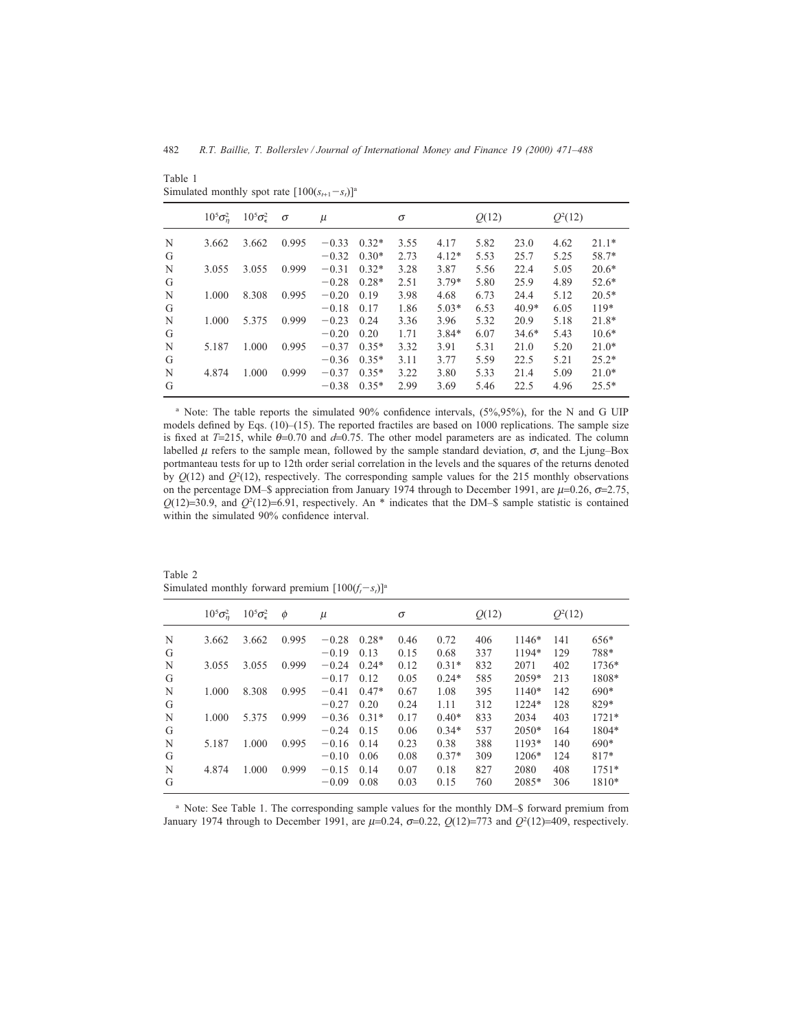Table 1
Simulated monthly spot rate $[100(s_{t+1}-s_t)]$[a]

| | $10^5\sigma^2_\eta$ | $10^5\sigma^2_\epsilon$ | $\sigma$ | $\mu$ | | $\sigma$ | | $Q(12)$ | | $Q^2(12)$ | |
|---|---|---|---|---|---|---|---|---|---|---|---|
| N | 3.662 | 3.662 | 0.995 | −0.33 | 0.32* | 3.55 | 4.17 | 5.82 | 23.0 | 4.62 | 21.1* |
| G | | | | −0.32 | 0.30* | 2.73 | 4.12* | 5.53 | 25.7 | 5.25 | 58.7* |
| N | 3.055 | 3.055 | 0.999 | −0.31 | 0.32* | 3.28 | 3.87 | 5.56 | 22.4 | 5.05 | 20.6* |
| G | | | | −0.28 | 0.28* | 2.51 | 3.79* | 5.80 | 25.9 | 4.89 | 52.6* |
| N | 1.000 | 8.308 | 0.995 | −0.20 | 0.19 | 3.98 | 4.68 | 6.73 | 24.4 | 5.12 | 20.5* |
| G | | | | −0.18 | 0.17 | 1.86 | 5.03* | 6.53 | 40.9* | 6.05 | 119* |
| N | 1.000 | 5.375 | 0.999 | −0.23 | 0.24 | 3.36 | 3.96 | 5.32 | 20.9 | 5.18 | 21.8* |
| G | | | | −0.20 | 0.20 | 1.71 | 3.84* | 6.07 | 34.6* | 5.43 | 10.6* |
| N | 5.187 | 1.000 | 0.995 | −0.37 | 0.35* | 3.32 | 3.91 | 5.31 | 21.0 | 5.20 | 21.0* |
| G | | | | −0.36 | 0.35* | 3.11 | 3.77 | 5.59 | 22.5 | 5.21 | 25.2* |
| N | 4.874 | 1.000 | 0.999 | −0.37 | 0.35* | 3.22 | 3.80 | 5.33 | 21.4 | 5.09 | 21.0* |
| G | | | | −0.38 | 0.35* | 2.99 | 3.69 | 5.46 | 22.5 | 4.96 | 25.5* |

[a] Note: The table reports the simulated 90% confidence intervals, (5%,95%), for the N and G UIP models defined by Eqs. (10)–(15). The reported fractiles are based on 1000 replications. The sample size is fixed at $T$=215, while $\theta$=0.70 and $d$=0.75. The other model parameters are as indicated. The column labelled $\mu$ refers to the sample mean, followed by the sample standard deviation, $\sigma$, and the Ljung–Box portmanteau tests for up to 12th order serial correlation in the levels and the squares of the returns denoted by $Q(12)$ and $Q^2(12)$, respectively. The corresponding sample values for the 215 monthly observations on the percentage DM–$ appreciation from January 1974 through to December 1991, are $\mu$=0.26, $\sigma$=2.75, $Q(12)$=30.9, and $Q^2(12)$=6.91, respectively. An * indicates that the DM–$ sample statistic is contained within the simulated 90% confidence interval.

Table 2
Simulated monthly forward premium $[100(f_t-s_t)]$[a]

| | $10^5\sigma^2_\eta$ | $10^5\sigma^2_\epsilon$ | $\phi$ | $\mu$ | | $\sigma$ | | $Q(12)$ | | $Q^2(12)$ | |
|---|---|---|---|---|---|---|---|---|---|---|---|
| N | 3.662 | 3.662 | 0.995 | −0.28 | 0.28* | 0.46 | 0.72 | 406 | 1146* | 141 | 656* |
| G | | | | −0.19 | 0.13 | 0.15 | 0.68 | 337 | 1194* | 129 | 788* |
| N | 3.055 | 3.055 | 0.999 | −0.24 | 0.24* | 0.12 | 0.31* | 832 | 2071 | 402 | 1736* |
| G | | | | −0.17 | 0.12 | 0.05 | 0.24* | 585 | 2059* | 213 | 1808* |
| N | 1.000 | 8.308 | 0.995 | −0.41 | 0.47* | 0.67 | 1.08 | 395 | 1140* | 142 | 690* |
| G | | | | −0.27 | 0.20 | 0.24 | 1.11 | 312 | 1224* | 128 | 829* |
| N | 1.000 | 5.375 | 0.999 | −0.36 | 0.31* | 0.17 | 0.40* | 833 | 2034 | 403 | 1721* |
| G | | | | −0.24 | 0.15 | 0.06 | 0.34* | 537 | 2050* | 164 | 1804* |
| N | 5.187 | 1.000 | 0.995 | −0.16 | 0.14 | 0.23 | 0.38 | 388 | 1193* | 140 | 690* |
| G | | | | −0.10 | 0.06 | 0.08 | 0.37* | 309 | 1206* | 124 | 817* |
| N | 4.874 | 1.000 | 0.999 | −0.15 | 0.14 | 0.07 | 0.18 | 827 | 2080 | 408 | 1751* |
| G | | | | −0.09 | 0.08 | 0.03 | 0.15 | 760 | 2085* | 306 | 1810* |

[a] Note: See Table 1. The corresponding sample values for the monthly DM–$ forward premium from January 1974 through to December 1991, are $\mu$=0.24, $\sigma$=0.22, $Q(12)$=773 and $Q^2(12)$=409, respectively.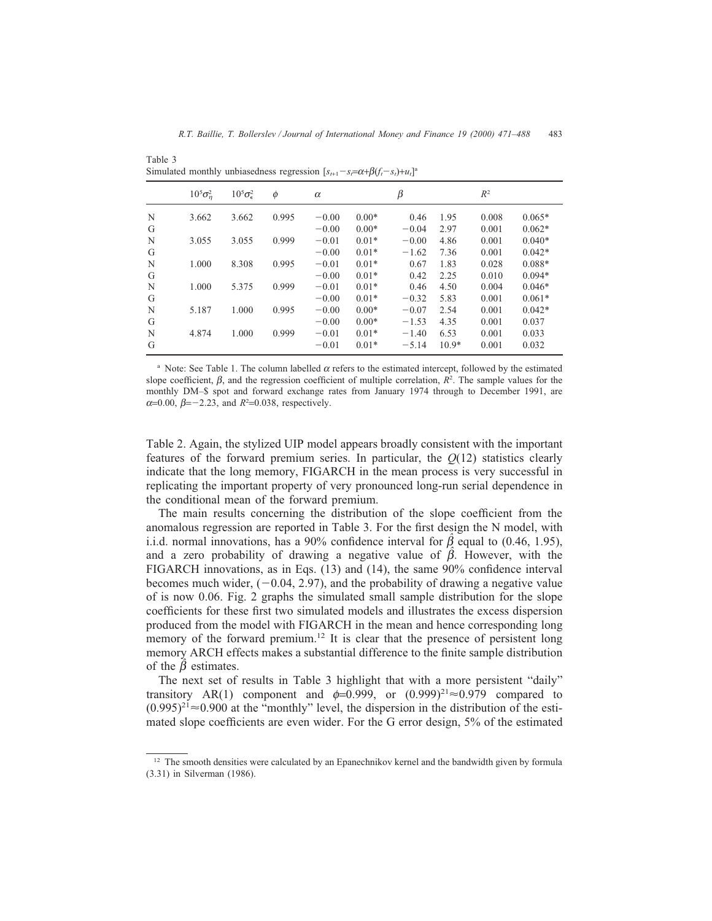Table 3
Simulated monthly unbiasedness regression [$s_{t+1}-s_t=\alpha+\beta(f_t-s_t)+u_t$][a]

| | $10^5\sigma^2_\eta$ | $10^5\sigma^2_\epsilon$ | $\phi$ | $\alpha$ | | $\beta$ | | $R^2$ | |
|---|---|---|---|---|---|---|---|---|---|
| N | 3.662 | 3.662 | 0.995 | −0.00 | 0.00* | 0.46 | 1.95 | 0.008 | 0.065* |
| G | | | | −0.00 | 0.00* | −0.04 | 2.97 | 0.001 | 0.062* |
| N | 3.055 | 3.055 | 0.999 | −0.01 | 0.01* | −0.00 | 4.86 | 0.001 | 0.040* |
| G | | | | −0.00 | 0.01* | −1.62 | 7.36 | 0.001 | 0.042* |
| N | 1.000 | 8.308 | 0.995 | −0.01 | 0.01* | 0.67 | 1.83 | 0.028 | 0.088* |
| G | | | | −0.00 | 0.01* | 0.42 | 2.25 | 0.010 | 0.094* |
| N | 1.000 | 5.375 | 0.999 | −0.01 | 0.01* | 0.46 | 4.50 | 0.004 | 0.046* |
| G | | | | −0.00 | 0.01* | −0.32 | 5.83 | 0.001 | 0.061* |
| N | 5.187 | 1.000 | 0.995 | −0.00 | 0.00* | −0.07 | 2.54 | 0.001 | 0.042* |
| G | | | | −0.00 | 0.00* | −1.53 | 4.35 | 0.001 | 0.037 |
| N | 4.874 | 1.000 | 0.999 | −0.01 | 0.01* | −1.40 | 6.53 | 0.001 | 0.033 |
| G | | | | −0.01 | 0.01* | −5.14 | 10.9* | 0.001 | 0.032 |

[a] Note: See Table 1. The column labelled $\alpha$ refers to the estimated intercept, followed by the estimated slope coefficient, $\beta$, and the regression coefficient of multiple correlation, $R^2$. The sample values for the monthly DM–$ spot and forward exchange rates from January 1974 through to December 1991, are $\alpha$=0.00, $\beta$=−2.23, and $R^2$=0.038, respectively.

Table 2. Again, the stylized UIP model appears broadly consistent with the important features of the forward premium series. In particular, the $Q(12)$ statistics clearly indicate that the long memory, FIGARCH in the mean process is very successful in replicating the important property of very pronounced long-run serial dependence in the conditional mean of the forward premium.

The main results concerning the distribution of the slope coefficient from the anomalous regression are reported in Table 3. For the first design the N model, with i.i.d. normal innovations, has a 90% confidence interval for $\hat{\beta}$ equal to (0.46, 1.95), and a zero probability of drawing a negative value of $\hat{\beta}$. However, with the FIGARCH innovations, as in Eqs. (13) and (14), the same 90% confidence interval becomes much wider, (−0.04, 2.97), and the probability of drawing a negative value of is now 0.06. Fig. 2 graphs the simulated small sample distribution for the slope coefficients for these first two simulated models and illustrates the excess dispersion produced from the model with FIGARCH in the mean and hence corresponding long memory of the forward premium.[12] It is clear that the presence of persistent long memory ARCH effects makes a substantial difference to the finite sample distribution of the $\hat{\beta}$ estimates.

The next set of results in Table 3 highlight that with a more persistent "daily" transitory AR(1) component and $\phi$=0.999, or $(0.999)^{21}\approx 0.979$ compared to $(0.995)^{21}\approx 0.900$ at the "monthly" level, the dispersion in the distribution of the estimated slope coefficients are even wider. For the G error design, 5% of the estimated

[12] The smooth densities were calculated by an Epanechnikov kernel and the bandwidth given by formula (3.31) in Silverman (1986).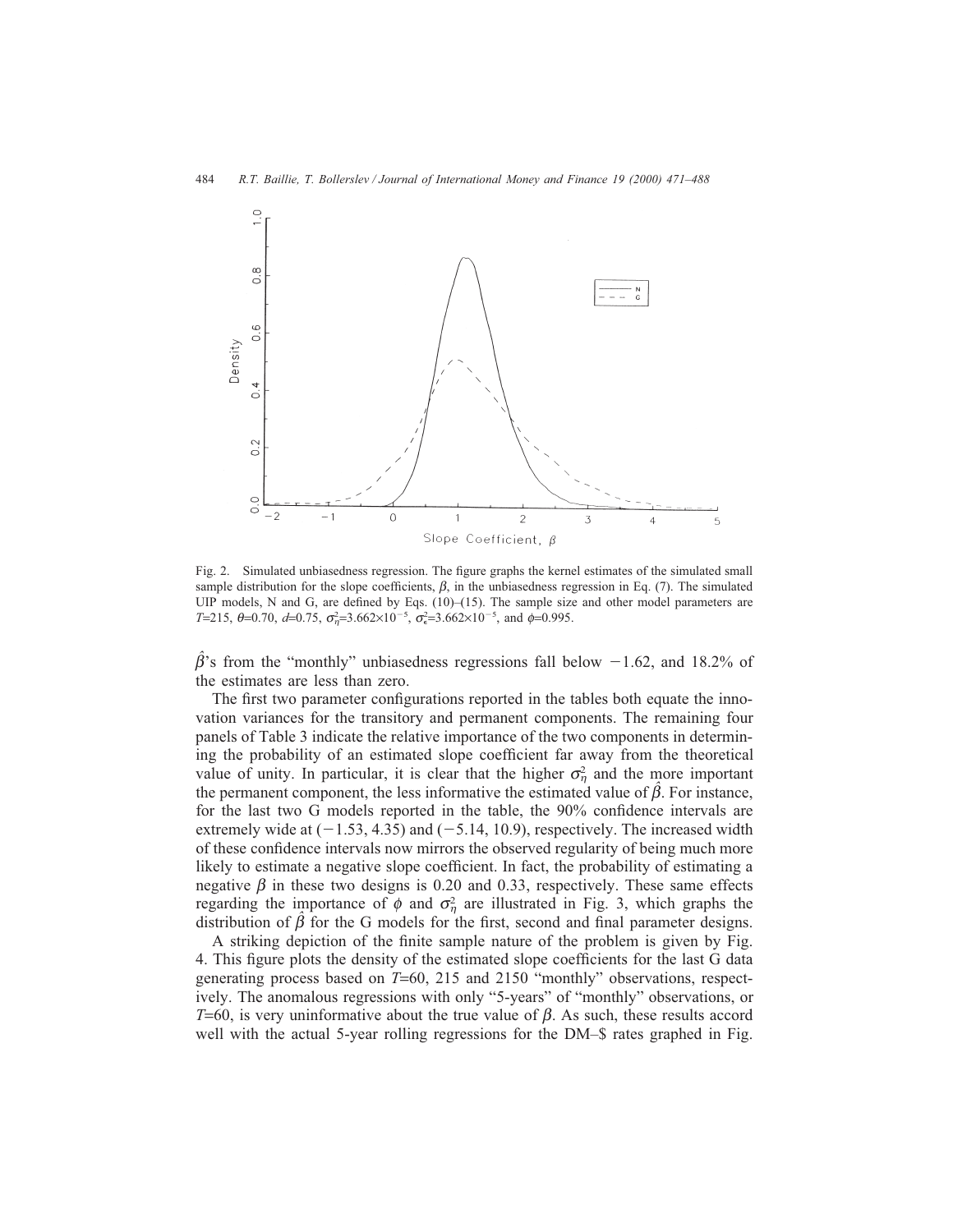Fig. 2. Simulated unbiasedness regression. The figure graphs the kernel estimates of the simulated small sample distribution for the slope coefficients, $\beta$, in the unbiasedness regression in Eq. (7). The simulated UIP models, N and G, are defined by Eqs. (10)–(15). The sample size and other model parameters are $T$=215, $\theta$=0.70, $d$=0.75, $\sigma_\eta^2$=3.662×10$^{-5}$, $\sigma_\epsilon^2$=3.662×10$^{-5}$, and $\phi$=0.995.

$\hat{\beta}$'s from the "monthly" unbiasedness regressions fall below −1.62, and 18.2% of the estimates are less than zero.

The first two parameter configurations reported in the tables both equate the innovation variances for the transitory and permanent components. The remaining four panels of Table 3 indicate the relative importance of the two components in determining the probability of an estimated slope coefficient far away from the theoretical value of unity. In particular, it is clear that the higher $\sigma_\eta^2$ and the more important the permanent component, the less informative the estimated value of $\hat{\beta}$. For instance, for the last two G models reported in the table, the 90% confidence intervals are extremely wide at (−1.53, 4.35) and (−5.14, 10.9), respectively. The increased width of these confidence intervals now mirrors the observed regularity of being much more likely to estimate a negative slope coefficient. In fact, the probability of estimating a negative $\beta$ in these two designs is 0.20 and 0.33, respectively. These same effects regarding the importance of $\phi$ and $\sigma_\eta^2$ are illustrated in Fig. 3, which graphs the distribution of $\hat{\beta}$ for the G models for the first, second and final parameter designs.

A striking depiction of the finite sample nature of the problem is given by Fig. 4. This figure plots the density of the estimated slope coefficients for the last G data generating process based on $T$=60, 215 and 2150 "monthly" observations, respectively. The anomalous regressions with only "5-years" of "monthly" observations, or $T$=60, is very uninformative about the true value of $\beta$. As such, these results accord well with the actual 5-year rolling regressions for the DM–\$ rates graphed in Fig.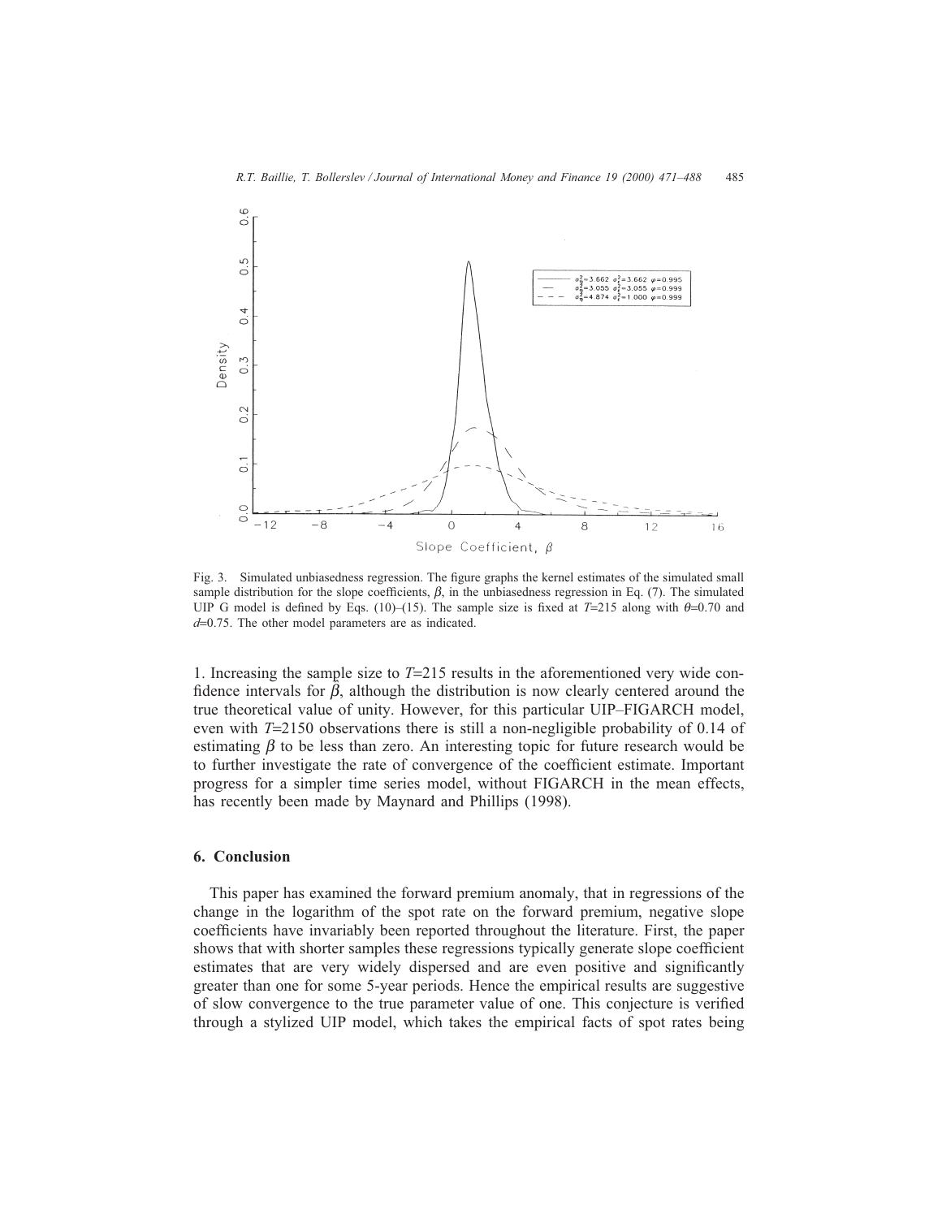Fig. 3. Simulated unbiasedness regression. The figure graphs the kernel estimates of the simulated small sample distribution for the slope coefficients, $\beta$, in the unbiasedness regression in Eq. (7). The simulated UIP G model is defined by Eqs. (10)–(15). The sample size is fixed at $T$=215 along with $\theta$=0.70 and $d$=0.75. The other model parameters are as indicated.

1. Increasing the sample size to $T$=215 results in the aforementioned very wide confidence intervals for $\hat{\beta}$, although the distribution is now clearly centered around the true theoretical value of unity. However, for this particular UIP–FIGARCH model, even with $T$=2150 observations there is still a non-negligible probability of 0.14 of estimating $\beta$ to be less than zero. An interesting topic for future research would be to further investigate the rate of convergence of the coefficient estimate. Important progress for a simpler time series model, without FIGARCH in the mean effects, has recently been made by Maynard and Phillips (1998).

## 6. Conclusion

This paper has examined the forward premium anomaly, that in regressions of the change in the logarithm of the spot rate on the forward premium, negative slope coefficients have invariably been reported throughout the literature. First, the paper shows that with shorter samples these regressions typically generate slope coefficient estimates that are very widely dispersed and are even positive and significantly greater than one for some 5-year periods. Hence the empirical results are suggestive of slow convergence to the true parameter value of one. This conjecture is verified through a stylized UIP model, which takes the empirical facts of spot rates being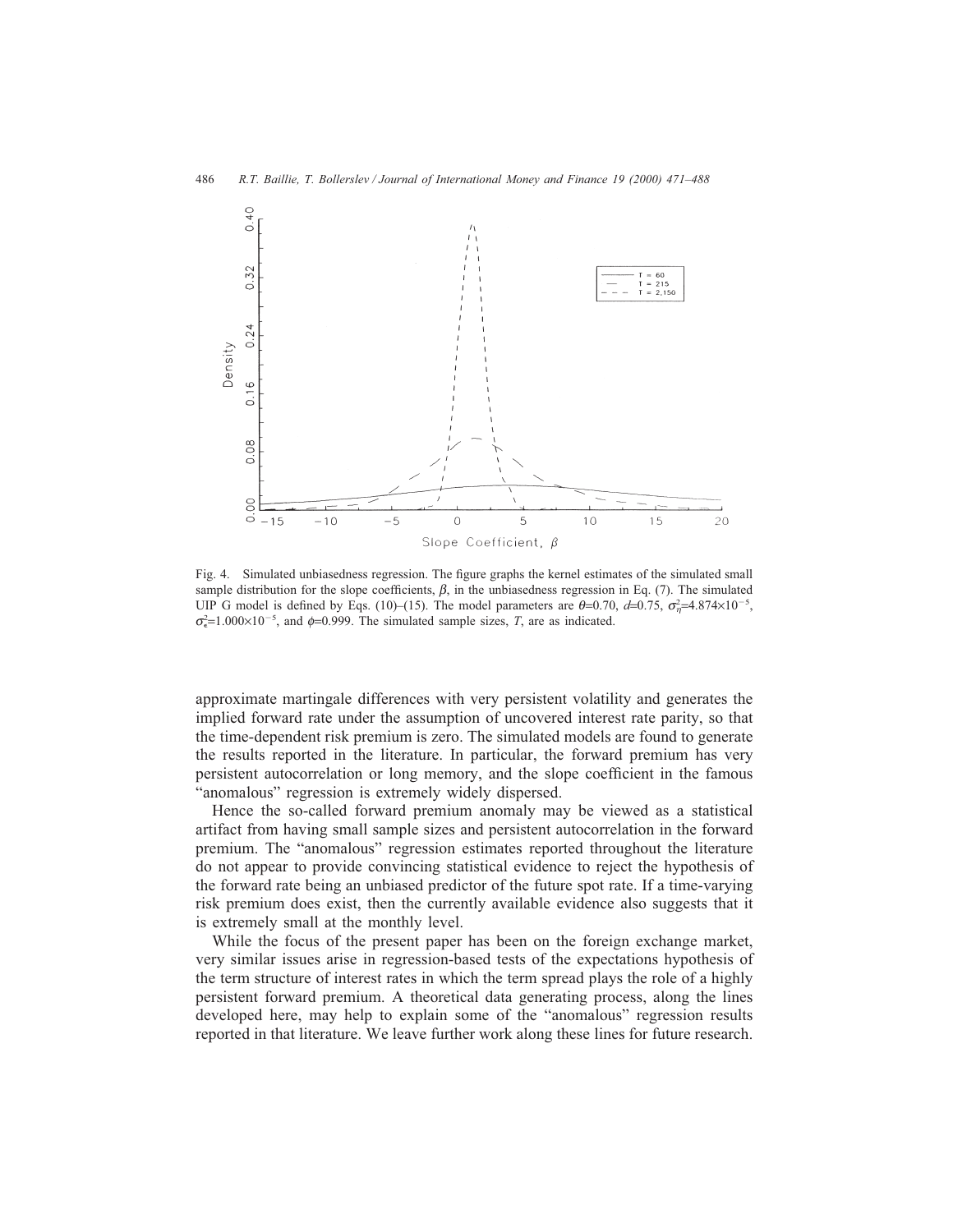Fig. 4. Simulated unbiasedness regression. The figure graphs the kernel estimates of the simulated small sample distribution for the slope coefficients, $\beta$, in the unbiasedness regression in Eq. (7). The simulated UIP G model is defined by Eqs. (10)–(15). The model parameters are $\theta$=0.70, $d$=0.75, $\sigma_{\eta}^{2}$=4.874×10$^{-5}$, $\sigma_{\epsilon}^{2}$=1.000×10$^{-5}$, and $\phi$=0.999. The simulated sample sizes, $T$, are as indicated.

approximate martingale differences with very persistent volatility and generates the implied forward rate under the assumption of uncovered interest rate parity, so that the time-dependent risk premium is zero. The simulated models are found to generate the results reported in the literature. In particular, the forward premium has very persistent autocorrelation or long memory, and the slope coefficient in the famous "anomalous" regression is extremely widely dispersed.

Hence the so-called forward premium anomaly may be viewed as a statistical artifact from having small sample sizes and persistent autocorrelation in the forward premium. The "anomalous" regression estimates reported throughout the literature do not appear to provide convincing statistical evidence to reject the hypothesis of the forward rate being an unbiased predictor of the future spot rate. If a time-varying risk premium does exist, then the currently available evidence also suggests that it is extremely small at the monthly level.

While the focus of the present paper has been on the foreign exchange market, very similar issues arise in regression-based tests of the expectations hypothesis of the term structure of interest rates in which the term spread plays the role of a highly persistent forward premium. A theoretical data generating process, along the lines developed here, may help to explain some of the "anomalous" regression results reported in that literature. We leave further work along these lines for future research.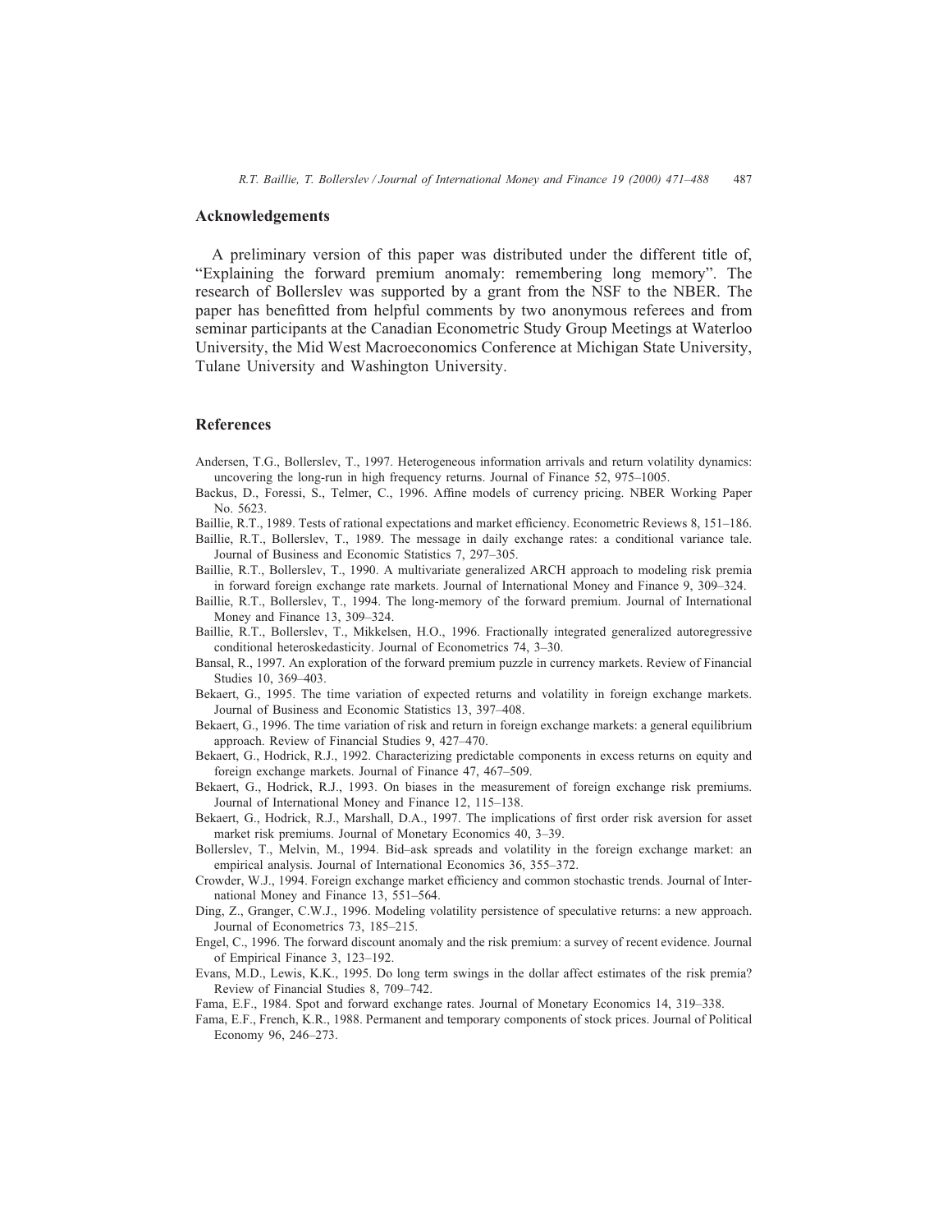## Acknowledgements

A preliminary version of this paper was distributed under the different title of, "Explaining the forward premium anomaly: remembering long memory". The research of Bollerslev was supported by a grant from the NSF to the NBER. The paper has benefitted from helpful comments by two anonymous referees and from seminar participants at the Canadian Econometric Study Group Meetings at Waterloo University, the Mid West Macroeconomics Conference at Michigan State University, Tulane University and Washington University.

## References

Andersen, T.G., Bollerslev, T., 1997. Heterogeneous information arrivals and return volatility dynamics: uncovering the long-run in high frequency returns. Journal of Finance 52, 975–1005.

Backus, D., Foressi, S., Telmer, C., 1996. Affine models of currency pricing. NBER Working Paper No. 5623.

Baillie, R.T., 1989. Tests of rational expectations and market efficiency. Econometric Reviews 8, 151–186.

Baillie, R.T., Bollerslev, T., 1989. The message in daily exchange rates: a conditional variance tale. Journal of Business and Economic Statistics 7, 297–305.

Baillie, R.T., Bollerslev, T., 1990. A multivariate generalized ARCH approach to modeling risk premia in forward foreign exchange rate markets. Journal of International Money and Finance 9, 309–324.

Baillie, R.T., Bollerslev, T., 1994. The long-memory of the forward premium. Journal of International Money and Finance 13, 309–324.

Baillie, R.T., Bollerslev, T., Mikkelsen, H.O., 1996. Fractionally integrated generalized autoregressive conditional heteroskedasticity. Journal of Econometrics 74, 3–30.

Bansal, R., 1997. An exploration of the forward premium puzzle in currency markets. Review of Financial Studies 10, 369–403.

Bekaert, G., 1995. The time variation of expected returns and volatility in foreign exchange markets. Journal of Business and Economic Statistics 13, 397–408.

Bekaert, G., 1996. The time variation of risk and return in foreign exchange markets: a general equilibrium approach. Review of Financial Studies 9, 427–470.

Bekaert, G., Hodrick, R.J., 1992. Characterizing predictable components in excess returns on equity and foreign exchange markets. Journal of Finance 47, 467–509.

Bekaert, G., Hodrick, R.J., 1993. On biases in the measurement of foreign exchange risk premiums. Journal of International Money and Finance 12, 115–138.

Bekaert, G., Hodrick, R.J., Marshall, D.A., 1997. The implications of first order risk aversion for asset market risk premiums. Journal of Monetary Economics 40, 3–39.

Bollerslev, T., Melvin, M., 1994. Bid–ask spreads and volatility in the foreign exchange market: an empirical analysis. Journal of International Economics 36, 355–372.

Crowder, W.J., 1994. Foreign exchange market efficiency and common stochastic trends. Journal of International Money and Finance 13, 551–564.

Ding, Z., Granger, C.W.J., 1996. Modeling volatility persistence of speculative returns: a new approach. Journal of Econometrics 73, 185–215.

Engel, C., 1996. The forward discount anomaly and the risk premium: a survey of recent evidence. Journal of Empirical Finance 3, 123–192.

Evans, M.D., Lewis, K.K., 1995. Do long term swings in the dollar affect estimates of the risk premia? Review of Financial Studies 8, 709–742.

Fama, E.F., 1984. Spot and forward exchange rates. Journal of Monetary Economics 14, 319–338.

Fama, E.F., French, K.R., 1988. Permanent and temporary components of stock prices. Journal of Political Economy 96, 246–273.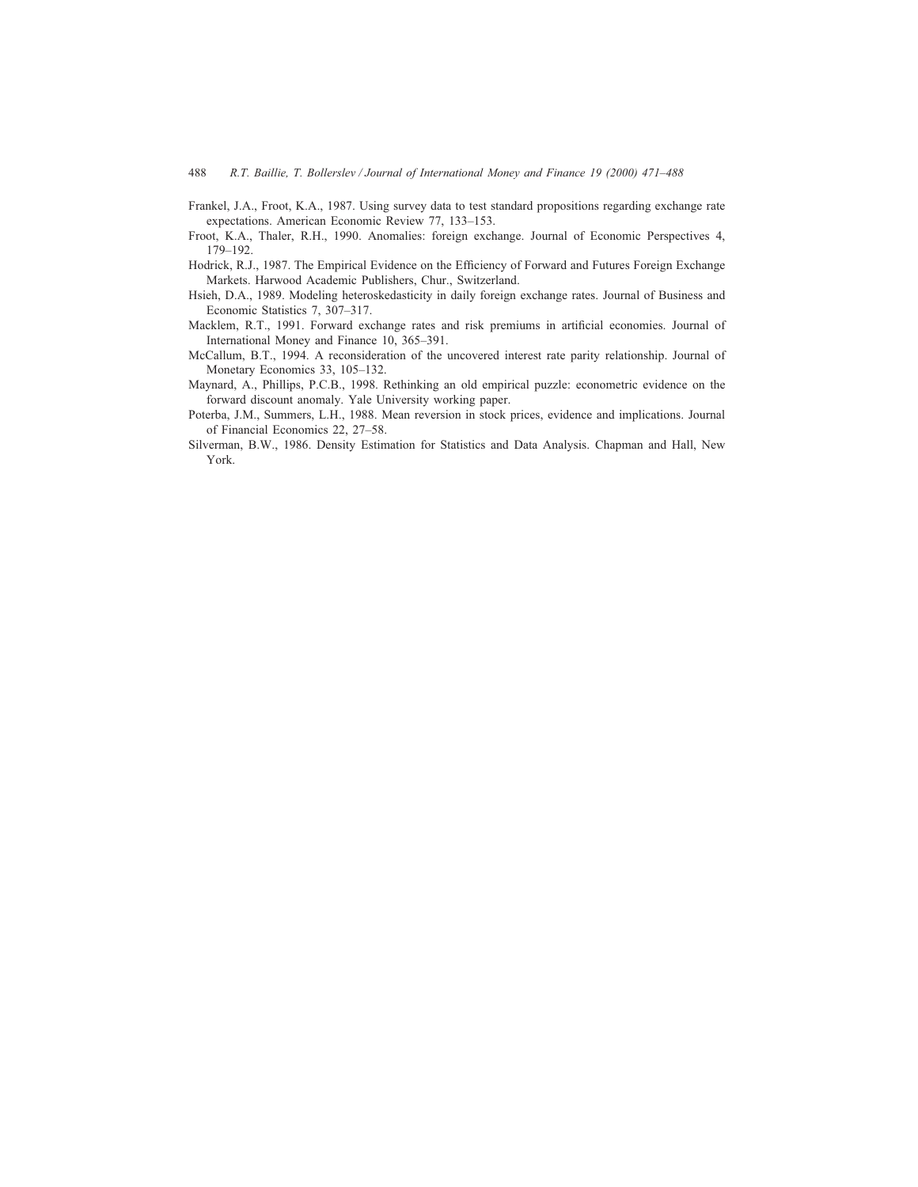Frankel, J.A., Froot, K.A., 1987. Using survey data to test standard propositions regarding exchange rate expectations. American Economic Review 77, 133–153.

Froot, K.A., Thaler, R.H., 1990. Anomalies: foreign exchange. Journal of Economic Perspectives 4, 179–192.

Hodrick, R.J., 1987. The Empirical Evidence on the Efficiency of Forward and Futures Foreign Exchange Markets. Harwood Academic Publishers, Chur., Switzerland.

Hsieh, D.A., 1989. Modeling heteroskedasticity in daily foreign exchange rates. Journal of Business and Economic Statistics 7, 307–317.

Macklem, R.T., 1991. Forward exchange rates and risk premiums in artificial economies. Journal of International Money and Finance 10, 365–391.

McCallum, B.T., 1994. A reconsideration of the uncovered interest rate parity relationship. Journal of Monetary Economics 33, 105–132.

Maynard, A., Phillips, P.C.B., 1998. Rethinking an old empirical puzzle: econometric evidence on the forward discount anomaly. Yale University working paper.

Poterba, J.M., Summers, L.H., 1988. Mean reversion in stock prices, evidence and implications. Journal of Financial Economics 22, 27–58.

Silverman, B.W., 1986. Density Estimation for Statistics and Data Analysis. Chapman and Hall, New York.